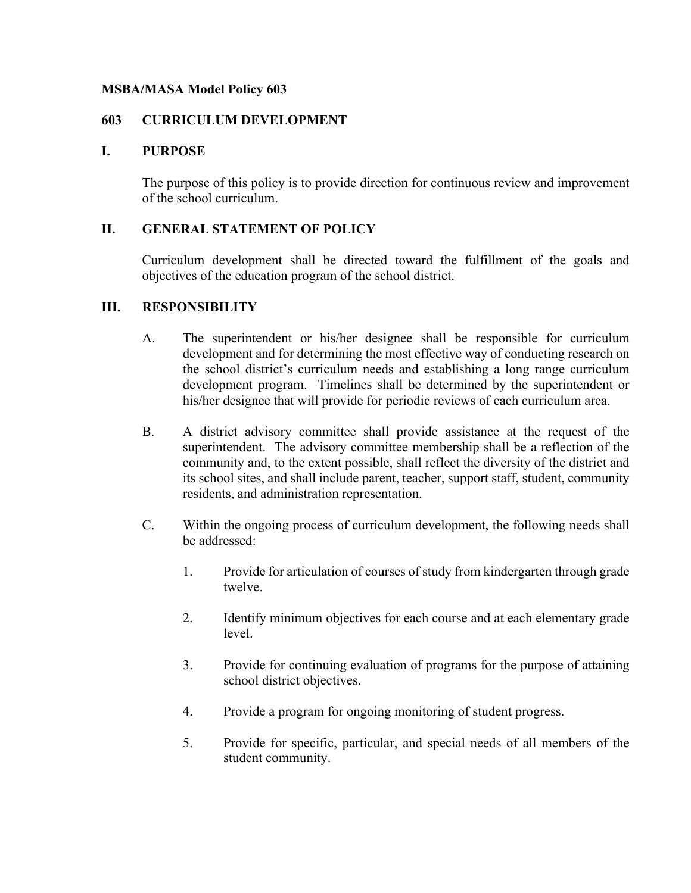**MSBA/MASA Model Policy 603**

# 603 CURRICULUM DEVELOPMENT

## I. PURPOSE

The purpose of this policy is to provide direction for continuous review and improvement of the school curriculum.

## II. GENERAL STATEMENT OF POLICY

Curriculum development shall be directed toward the fulfillment of the goals and objectives of the education program of the school district.

## III. RESPONSIBILITY

A. The superintendent or his/her designee shall be responsible for curriculum development and for determining the most effective way of conducting research on the school district's curriculum needs and establishing a long range curriculum development program. Timelines shall be determined by the superintendent or his/her designee that will provide for periodic reviews of each curriculum area.

B. A district advisory committee shall provide assistance at the request of the superintendent. The advisory committee membership shall be a reflection of the community and, to the extent possible, shall reflect the diversity of the district and its school sites, and shall include parent, teacher, support staff, student, community residents, and administration representation.

C. Within the ongoing process of curriculum development, the following needs shall be addressed:

1. Provide for articulation of courses of study from kindergarten through grade twelve.

2. Identify minimum objectives for each course and at each elementary grade level.

3. Provide for continuing evaluation of programs for the purpose of attaining school district objectives.

4. Provide a program for ongoing monitoring of student progress.

5. Provide for specific, particular, and special needs of all members of the student community.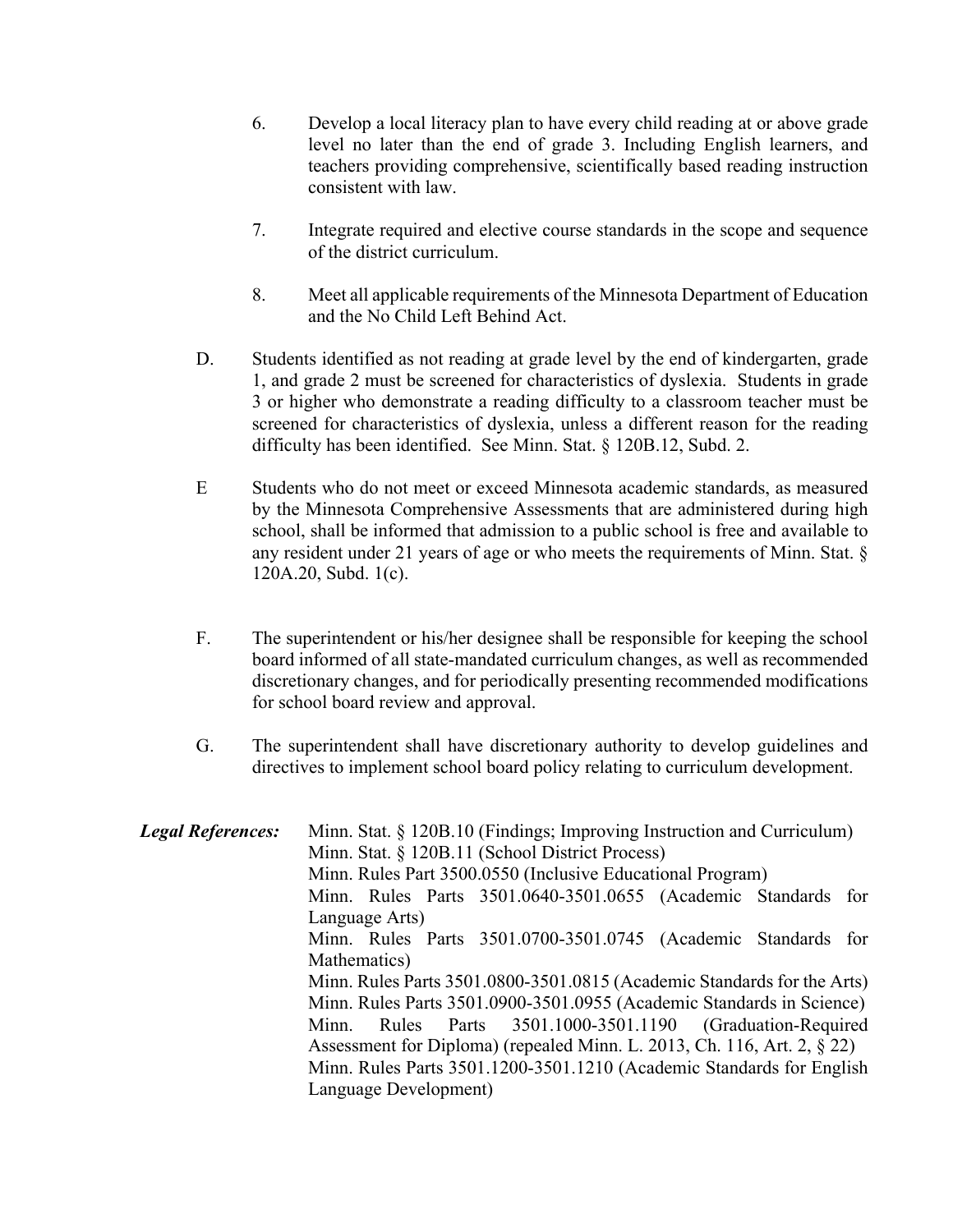6. Develop a local literacy plan to have every child reading at or above grade level no later than the end of grade 3. Including English learners, and teachers providing comprehensive, scientifically based reading instruction consistent with law.

7. Integrate required and elective course standards in the scope and sequence of the district curriculum.

8. Meet all applicable requirements of the Minnesota Department of Education and the No Child Left Behind Act.

D. Students identified as not reading at grade level by the end of kindergarten, grade 1, and grade 2 must be screened for characteristics of dyslexia. Students in grade 3 or higher who demonstrate a reading difficulty to a classroom teacher must be screened for characteristics of dyslexia, unless a different reason for the reading difficulty has been identified. See Minn. Stat. § 120B.12, Subd. 2.

E Students who do not meet or exceed Minnesota academic standards, as measured by the Minnesota Comprehensive Assessments that are administered during high school, shall be informed that admission to a public school is free and available to any resident under 21 years of age or who meets the requirements of Minn. Stat. § 120A.20, Subd. 1(c).

F. The superintendent or his/her designee shall be responsible for keeping the school board informed of all state-mandated curriculum changes, as well as recommended discretionary changes, and for periodically presenting recommended modifications for school board review and approval.

G. The superintendent shall have discretionary authority to develop guidelines and directives to implement school board policy relating to curriculum development.

***Legal References:***

Minn. Stat. § 120B.10 (Findings; Improving Instruction and Curriculum)
Minn. Stat. § 120B.11 (School District Process)
Minn. Rules Part 3500.0550 (Inclusive Educational Program)
Minn. Rules Parts 3501.0640-3501.0655 (Academic Standards for Language Arts)
Minn. Rules Parts 3501.0700-3501.0745 (Academic Standards for Mathematics)
Minn. Rules Parts 3501.0800-3501.0815 (Academic Standards for the Arts)
Minn. Rules Parts 3501.0900-3501.0955 (Academic Standards in Science)
Minn. Rules Parts 3501.1000-3501.1190 (Graduation-Required Assessment for Diploma) (repealed Minn. L. 2013, Ch. 116, Art. 2, § 22)
Minn. Rules Parts 3501.1200-3501.1210 (Academic Standards for English Language Development)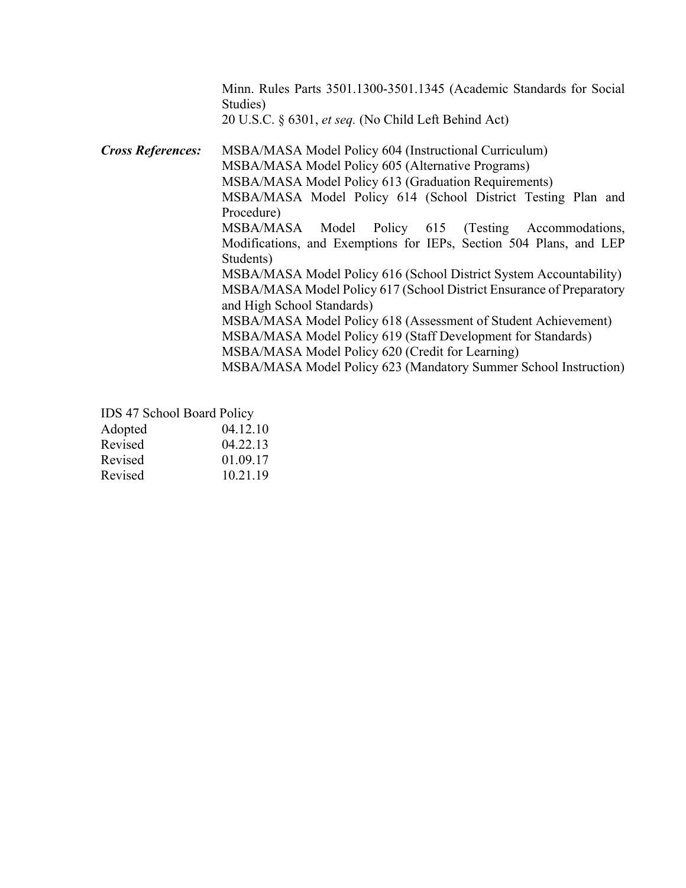Minn. Rules Parts 3501.1300-3501.1345 (Academic Standards for Social Studies)
20 U.S.C. § 6301, *et seq.* (No Child Left Behind Act)

***Cross References:*** MSBA/MASA Model Policy 604 (Instructional Curriculum)
MSBA/MASA Model Policy 605 (Alternative Programs)
MSBA/MASA Model Policy 613 (Graduation Requirements)
MSBA/MASA Model Policy 614 (School District Testing Plan and Procedure)
MSBA/MASA Model Policy 615 (Testing Accommodations, Modifications, and Exemptions for IEPs, Section 504 Plans, and LEP Students)
MSBA/MASA Model Policy 616 (School District System Accountability)
MSBA/MASA Model Policy 617 (School District Ensurance of Preparatory and High School Standards)
MSBA/MASA Model Policy 618 (Assessment of Student Achievement)
MSBA/MASA Model Policy 619 (Staff Development for Standards)
MSBA/MASA Model Policy 620 (Credit for Learning)
MSBA/MASA Model Policy 623 (Mandatory Summer School Instruction)

IDS 47 School Board Policy

| | |
|---|---|
| Adopted | 04.12.10 |
| Revised | 04.22.13 |
| Revised | 01.09.17 |
| Revised | 10.21.19 |